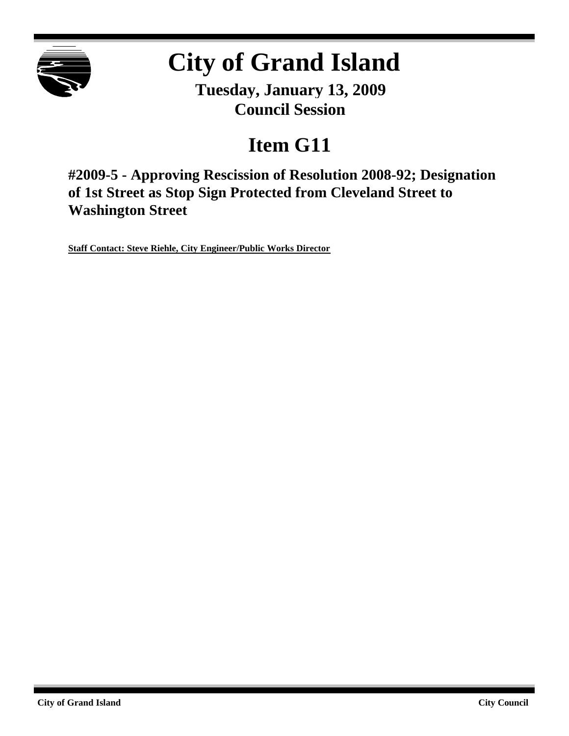# City of Grand Island

**Tuesday, January 13, 2009**
**Council Session**

## Item G11

**#2009-5 - Approving Rescission of Resolution 2008-92; Designation of 1st Street as Stop Sign Protected from Cleveland Street to Washington Street**

**Staff Contact: Steve Riehle, City Engineer/Public Works Director**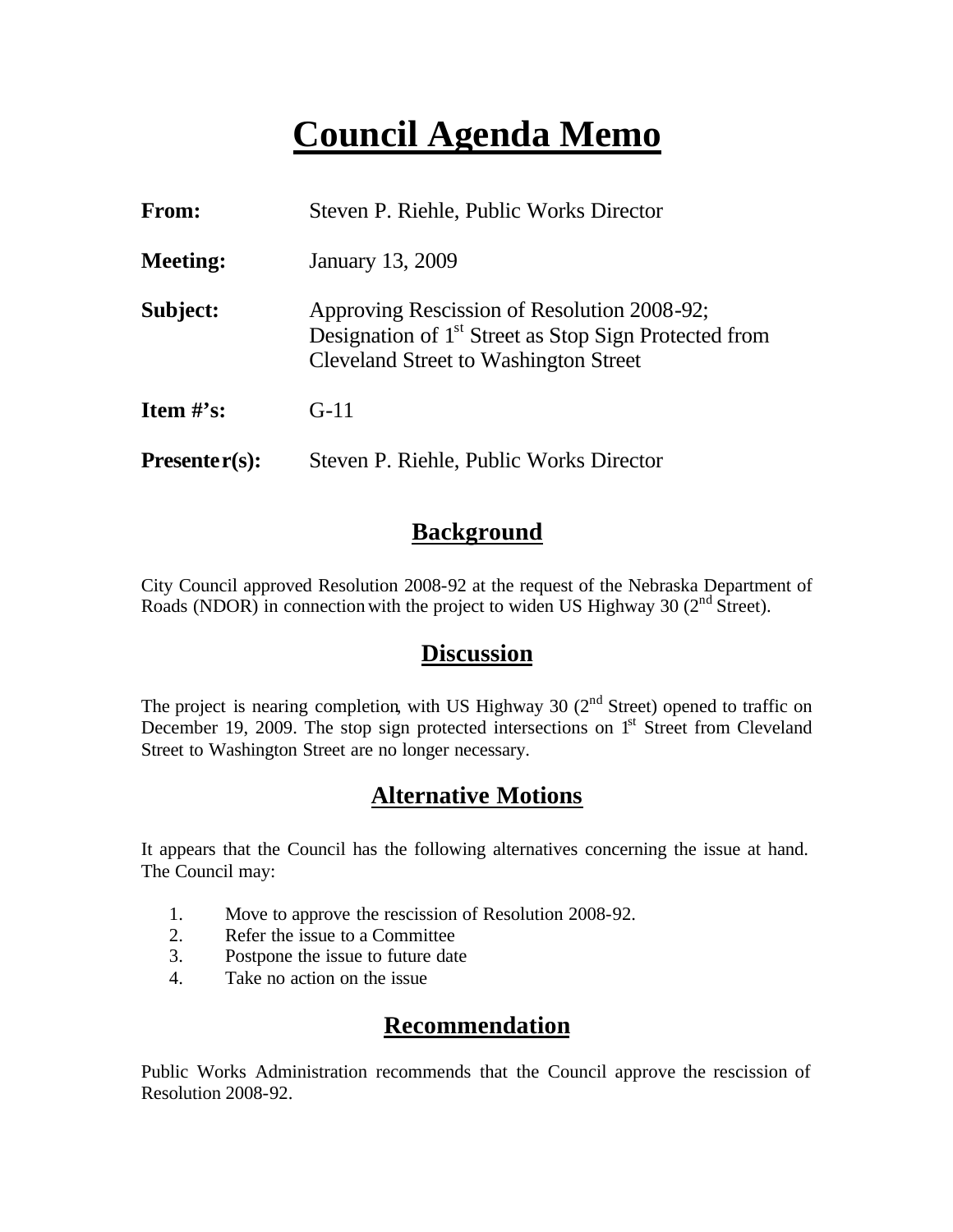# Council Agenda Memo

**From:** Steven P. Riehle, Public Works Director

**Meeting:** January 13, 2009

**Subject:** Approving Rescission of Resolution 2008-92; Designation of 1st Street as Stop Sign Protected from Cleveland Street to Washington Street

**Item #'s:** G-11

**Presenter(s):** Steven P. Riehle, Public Works Director

## Background

City Council approved Resolution 2008-92 at the request of the Nebraska Department of Roads (NDOR) in connection with the project to widen US Highway 30 (2nd Street).

## Discussion

The project is nearing completion, with US Highway 30 (2nd Street) opened to traffic on December 19, 2009. The stop sign protected intersections on 1st Street from Cleveland Street to Washington Street are no longer necessary.

## Alternative Motions

It appears that the Council has the following alternatives concerning the issue at hand. The Council may:

1. Move to approve the rescission of Resolution 2008-92.
2. Refer the issue to a Committee
3. Postpone the issue to future date
4. Take no action on the issue

## Recommendation

Public Works Administration recommends that the Council approve the rescission of Resolution 2008-92.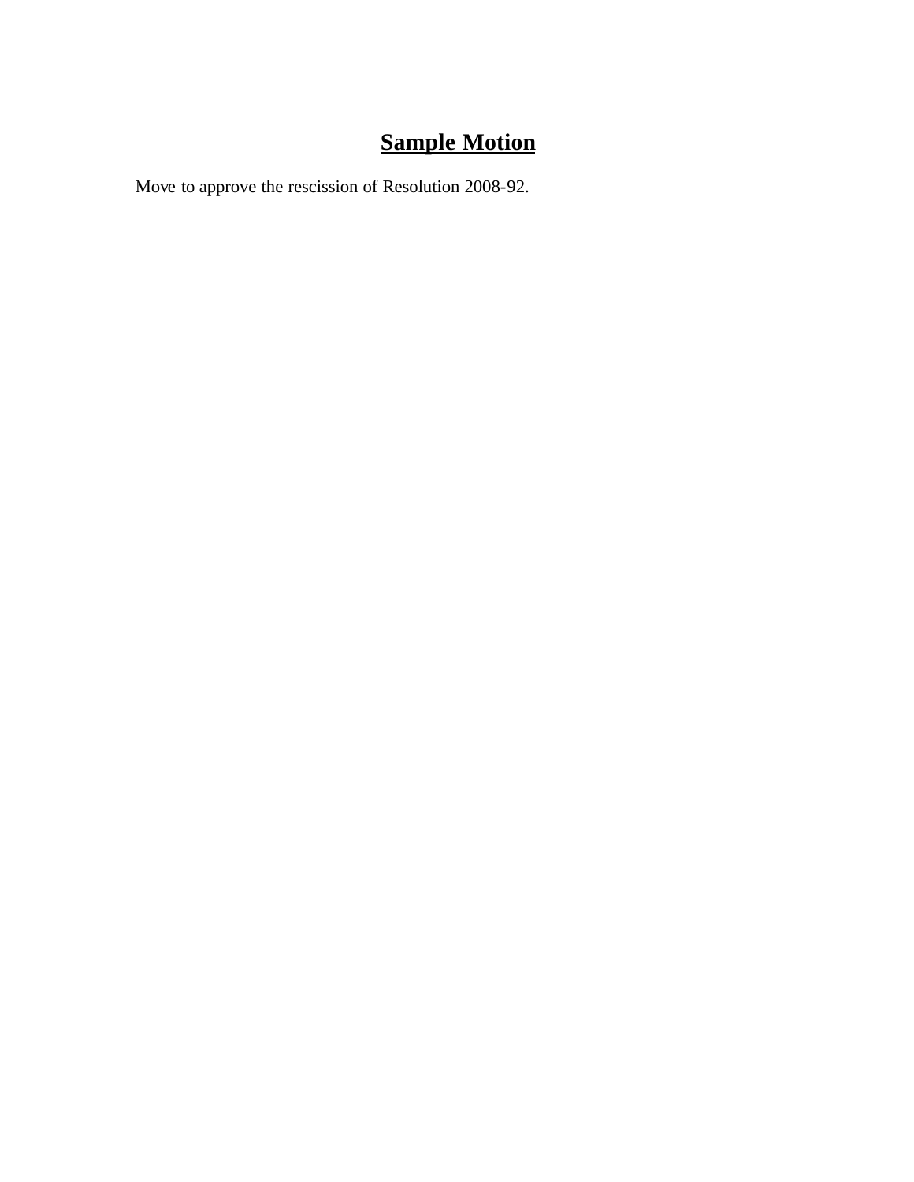# **Sample Motion**

Move to approve the rescission of Resolution 2008-92.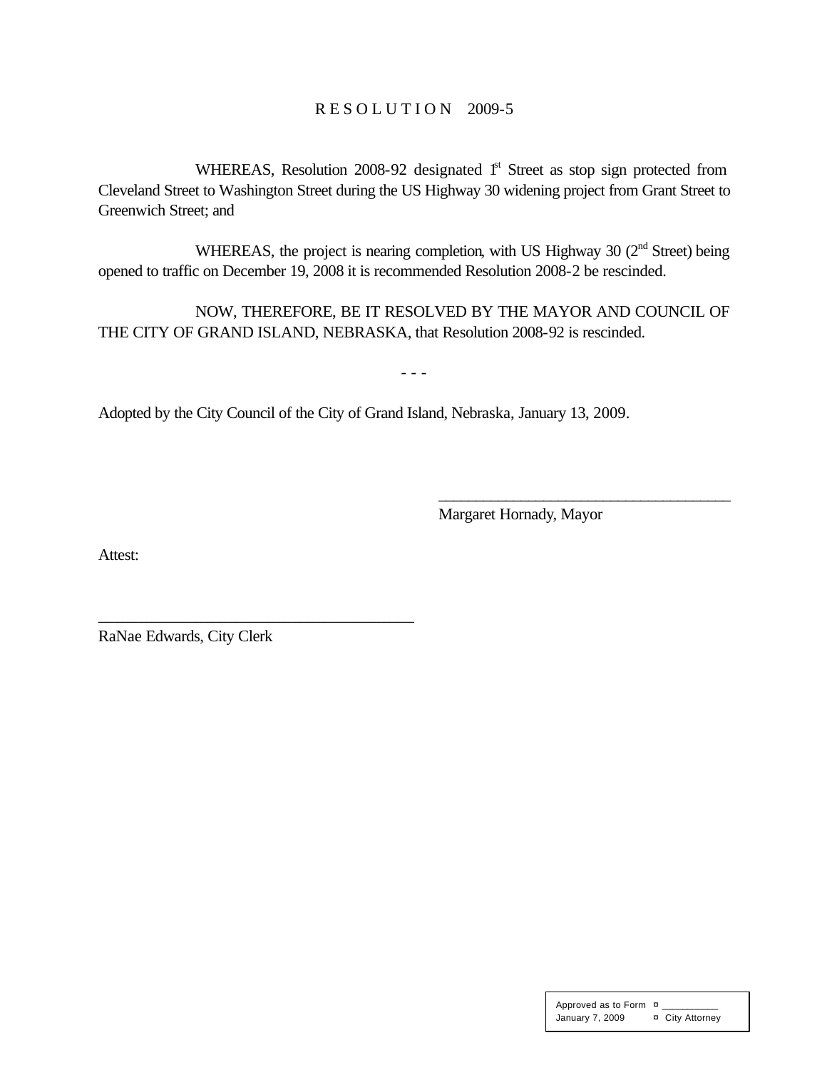# R E S O L U T I O N 2009-5

WHEREAS, Resolution 2008-92 designated 1st Street as stop sign protected from Cleveland Street to Washington Street during the US Highway 30 widening project from Grant Street to Greenwich Street; and

WHEREAS, the project is nearing completion, with US Highway 30 (2nd Street) being opened to traffic on December 19, 2008 it is recommended Resolution 2008-2 be rescinded.

NOW, THEREFORE, BE IT RESOLVED BY THE MAYOR AND COUNCIL OF THE CITY OF GRAND ISLAND, NEBRASKA, that Resolution 2008-92 is rescinded.

- - -

Adopted by the City Council of the City of Grand Island, Nebraska, January 13, 2009.

_____________________________________
Margaret Hornady, Mayor

Attest:

_____________________________________
RaNae Edwards, City Clerk

Approved as to Form ¤ ___________
January 7, 2009 ¤ City Attorney